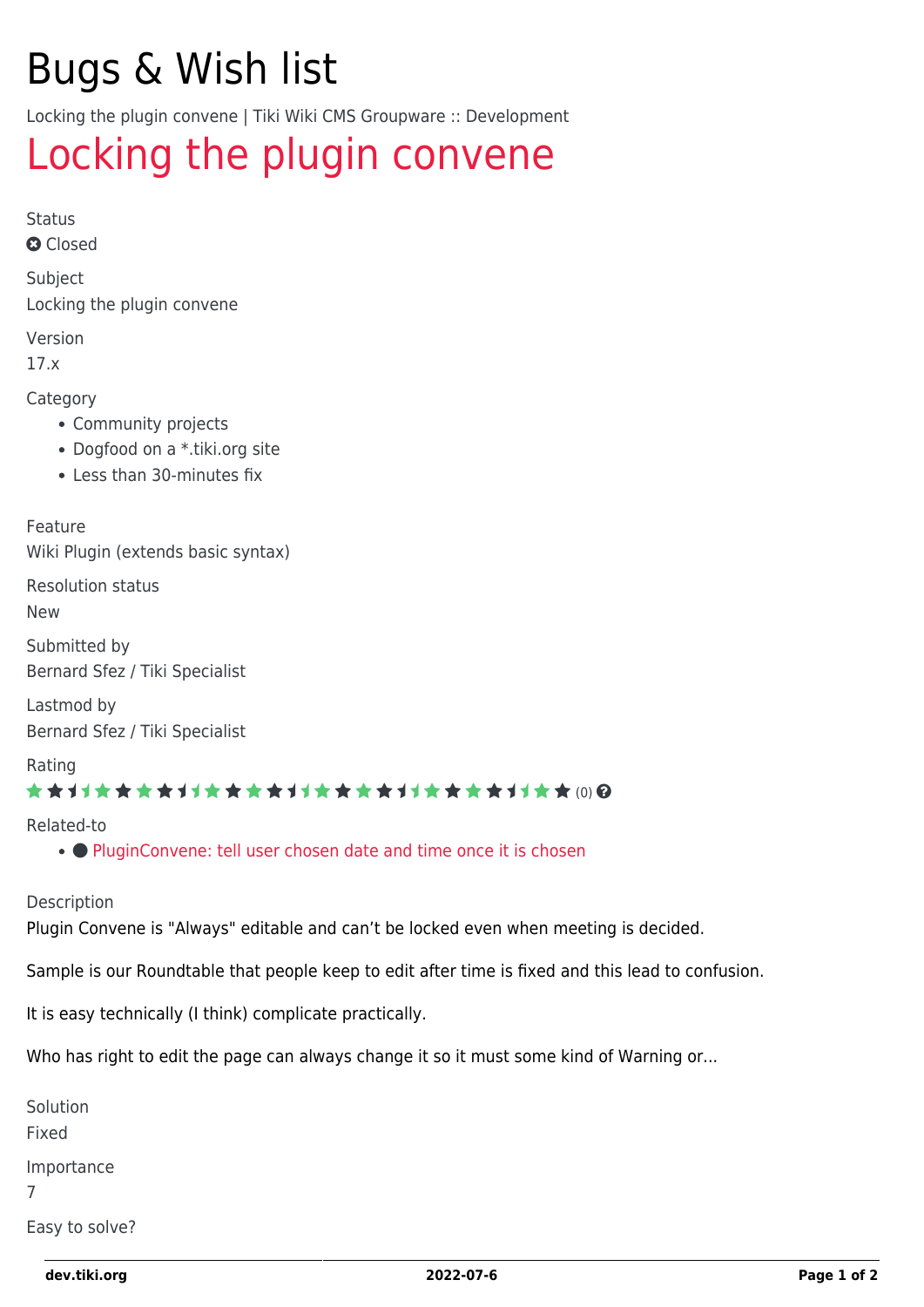# Bugs & Wish list

Locking the plugin convene | Tiki Wiki CMS Groupware :: Development

## Locking the plugin convene

Status

Closed

Subject

Locking the plugin convene

Version

17.x

Category

- Community projects
- Dogfood on a *.tiki.org site
- Less than 30-minutes fix

Feature

Wiki Plugin (extends basic syntax)

Resolution status

New

Submitted by

Bernard Sfez / Tiki Specialist

Lastmod by

Bernard Sfez / Tiki Specialist

Rating

(0)

Related-to

- PluginConvene: tell user chosen date and time once it is chosen

Description

Plugin Convene is "Always" editable and can't be locked even when meeting is decided.

Sample is our Roundtable that people keep to edit after time is fixed and this lead to confusion.

It is easy technically (I think) complicate practically.

Who has right to edit the page can always change it so it must some kind of Warning or...

Solution

Fixed

Importance

7

Easy to solve?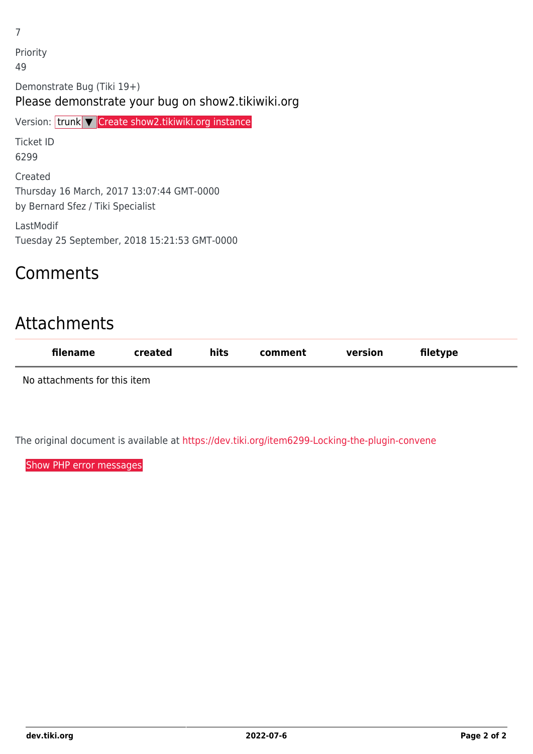7

Priority

49

Demonstrate Bug (Tiki 19+)

Please demonstrate your bug on show2.tikiwiki.org

Version: trunk ▼ Create show2.tikiwiki.org instance

Ticket ID

6299

Created

Thursday 16 March, 2017 13:07:44 GMT-0000
by Bernard Sfez / Tiki Specialist

LastModif

Tuesday 25 September, 2018 15:21:53 GMT-0000

# Comments

# Attachments

| filename | created | hits | comment | version | filetype |
|---|---|---|---|---|---|
| No attachments for this item | | | | | |

The original document is available at https://dev.tiki.org/item6299-Locking-the-plugin-convene

Show PHP error messages